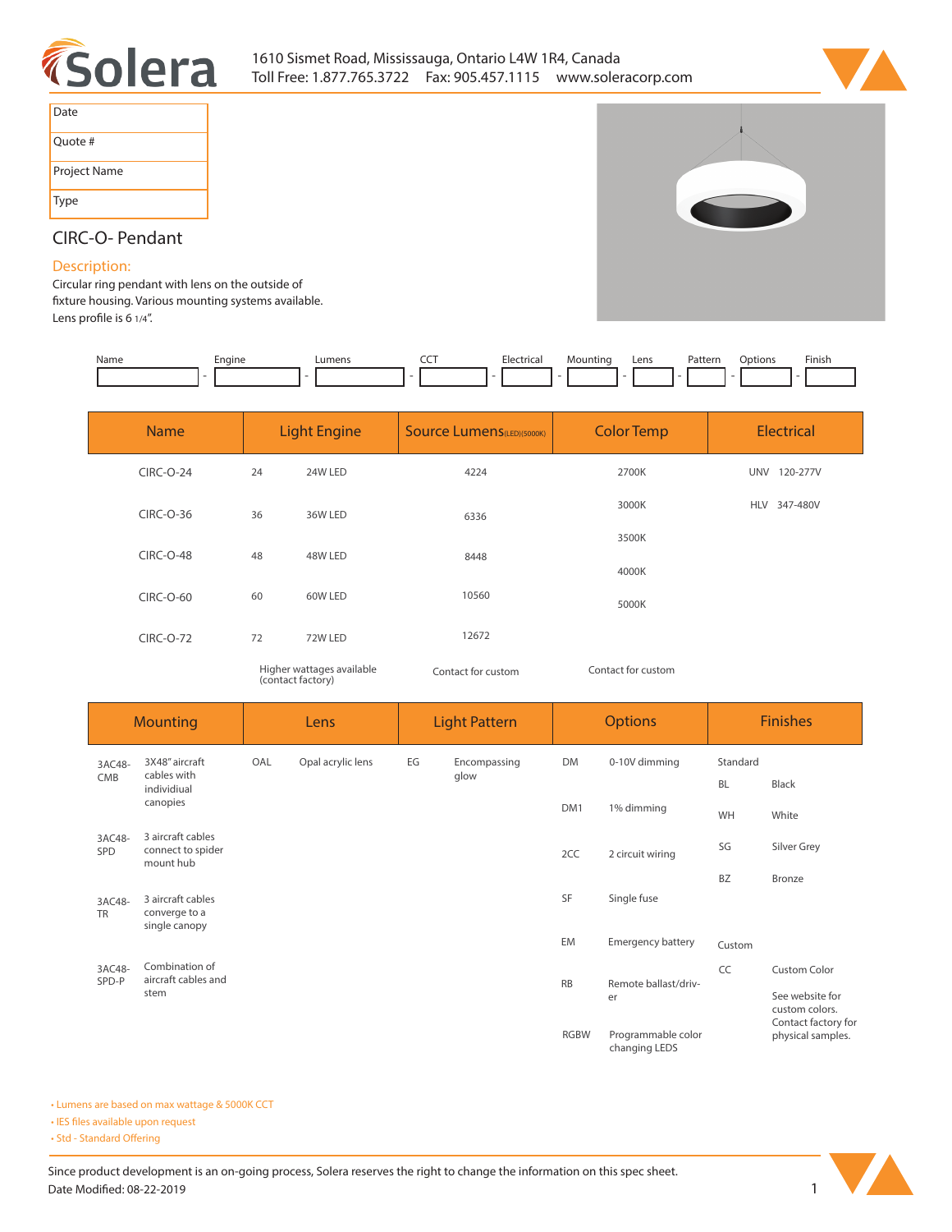# Solera

1610 Sismet Road, Mississauga, Ontario L4W 1R4, Canada
Toll Free: 1.877.765.3722 Fax: 905.457.1115 www.soleracorp.com

| Date | |
|---|---|
| Quote # | |
| Project Name | |
| Type | |

## CIRC-O- Pendant

### Description:

Circular ring pendant with lens on the outside of fixture housing. Various mounting systems available. Lens profile is 6 1/4".

| Name | Engine | Lumens | CCT | Electrical | Mounting | Lens | Pattern | Options | Finish |
|---|---|---|---|---|---|---|---|---|---|
| | | | | | | | | | |

| Name | Light Engine | | Source Lumens (LED)(5000K) | Color Temp | Electrical |
|---|---|---|---|---|---|
| CIRC-O-24 | 24 | 24W LED | 4224 | 2700K | UNV 120-277V |
| CIRC-O-36 | 36 | 36W LED | 6336 | 3000K | HLV 347-480V |
| CIRC-O-48 | 48 | 48W LED | 8448 | 3500K | |
| CIRC-O-60 | 60 | 60W LED | 10560 | 4000K | |
| CIRC-O-72 | 72 | 72W LED | 12672 | 5000K | |
| | Higher wattages available (contact factory) | | Contact for custom | Contact for custom | |

| Mounting | | Lens | | Light Pattern | | Options | | Finishes | |
|---|---|---|---|---|---|---|---|---|---|
| 3AC48-CMB | 3X48" aircraft cables with individiual canopies | OAL | Opal acrylic lens | EG | Encompassing glow | DM | 0-10V dimming | Standard | |
| | | | | | | | | BL | Black |
| | | | | | | DM1 | 1% dimming | WH | White |
| 3AC48-SPD | 3 aircraft cables connect to spider mount hub | | | | | 2CC | 2 circuit wiring | SG | Silver Grey |
| | | | | | | | | BZ | Bronze |
| 3AC48-TR | 3 aircraft cables converge to a single canopy | | | | | SF | Single fuse | | |
| | | | | | | EM | Emergency battery | Custom | |
| 3AC48-SPD-P | Combination of aircraft cables and stem | | | | | RB | Remote ballast/driver | CC | Custom Color |
| | | | | | | | | | See website for custom colors. Contact factory for physical samples. |
| | | | | | | RGBW | Programmable color changing LEDS | | |

- Lumens are based on max wattage & 5000K CCT
- IES files available upon request
- Std - Standard Offering

Since product development is an on-going process, Solera reserves the right to change the information on this spec sheet.
Date Modified: 08-22-2019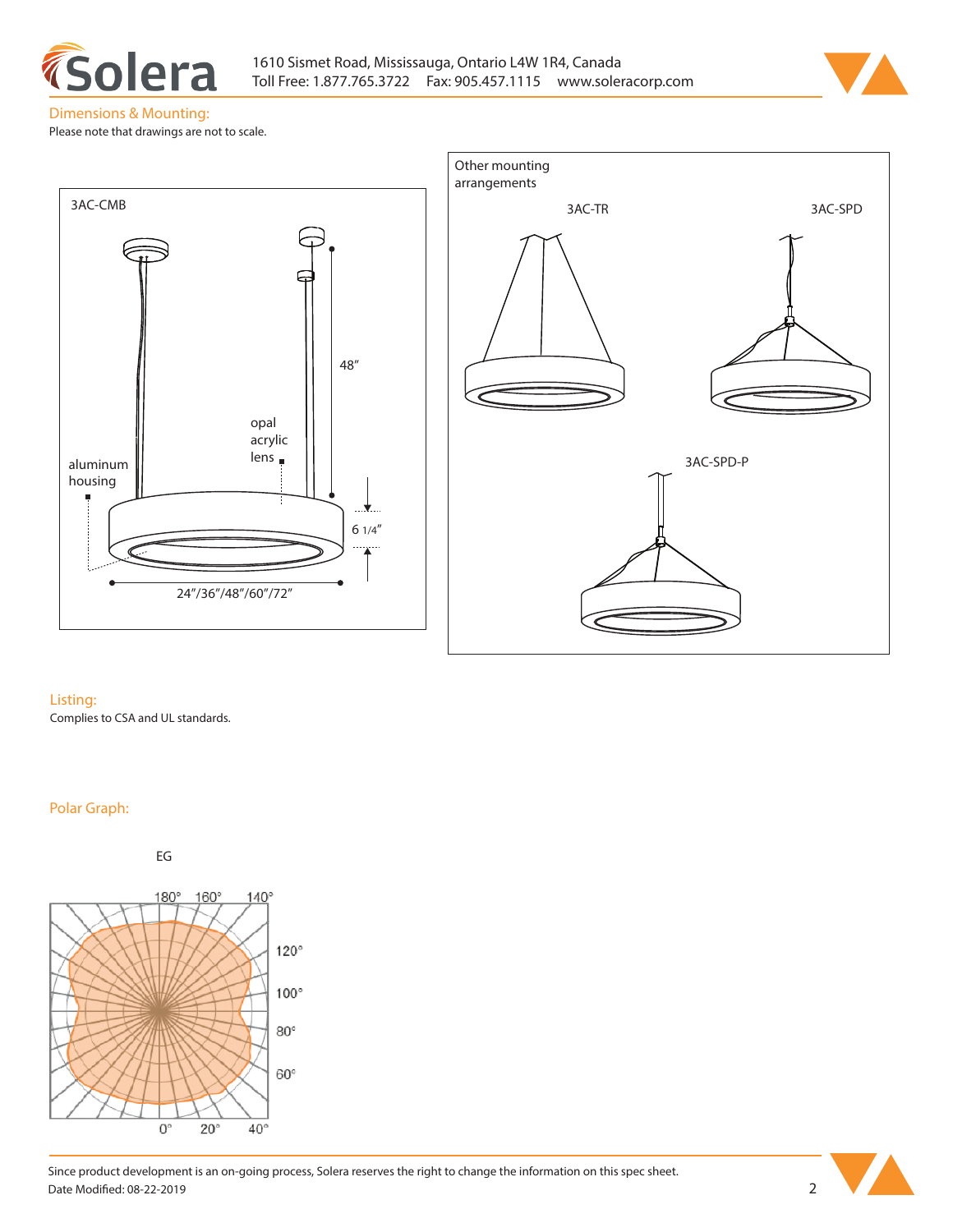## Dimensions & Mounting:

Please note that drawings are not to scale.

3AC-CMB

48″

opal acrylic lens

aluminum housing

6 1/4″

24″/36″/48″/60″/72″

Other mounting arrangements

3AC-TR

3AC-SPD

3AC-SPD-P

## Listing:

Complies to CSA and UL standards.

## Polar Graph:

EG

180° 160° 140°

120°

100°

80°

60°

0° 20° 40°

Since product development is an on-going process, Solera reserves the right to change the information on this spec sheet.
Date Modified: 08-22-2019